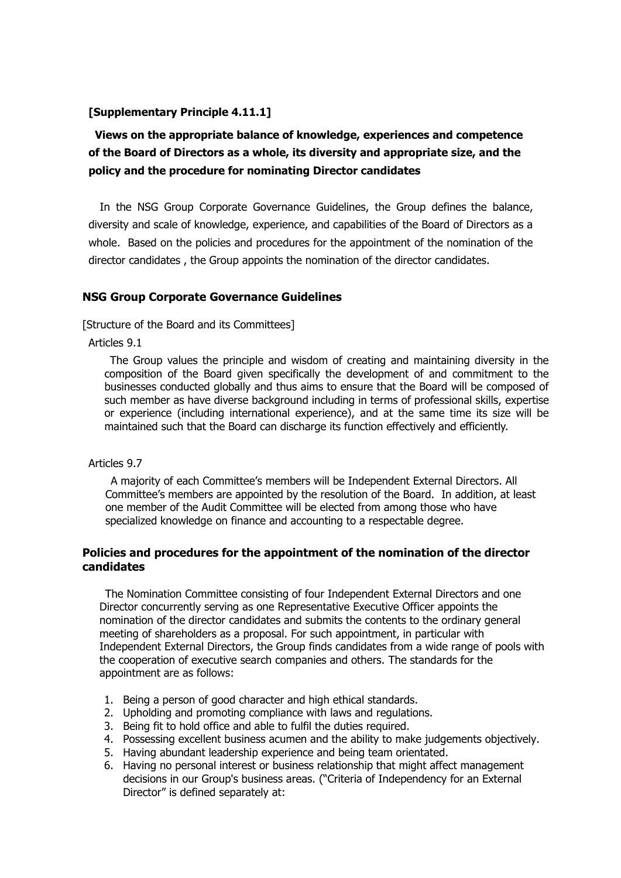**[Supplementary Principle 4.11.1]**

## Views on the appropriate balance of knowledge, experiences and competence of the Board of Directors as a whole, its diversity and appropriate size, and the policy and the procedure for nominating Director candidates

In the NSG Group Corporate Governance Guidelines, the Group defines the balance, diversity and scale of knowledge, experience, and capabilities of the Board of Directors as a whole. Based on the policies and procedures for the appointment of the nomination of the director candidates , the Group appoints the nomination of the director candidates.

### NSG Group Corporate Governance Guidelines

[Structure of the Board and its Committees]

Articles 9.1

The Group values the principle and wisdom of creating and maintaining diversity in the composition of the Board given specifically the development of and commitment to the businesses conducted globally and thus aims to ensure that the Board will be composed of such member as have diverse background including in terms of professional skills, expertise or experience (including international experience), and at the same time its size will be maintained such that the Board can discharge its function effectively and efficiently.

Articles 9.7

A majority of each Committee's members will be Independent External Directors. All Committee's members are appointed by the resolution of the Board. In addition, at least one member of the Audit Committee will be elected from among those who have specialized knowledge on finance and accounting to a respectable degree.

### Policies and procedures for the appointment of the nomination of the director candidates

The Nomination Committee consisting of four Independent External Directors and one Director concurrently serving as one Representative Executive Officer appoints the nomination of the director candidates and submits the contents to the ordinary general meeting of shareholders as a proposal. For such appointment, in particular with Independent External Directors, the Group finds candidates from a wide range of pools with the cooperation of executive search companies and others. The standards for the appointment are as follows:

1. Being a person of good character and high ethical standards.
2. Upholding and promoting compliance with laws and regulations.
3. Being fit to hold office and able to fulfil the duties required.
4. Possessing excellent business acumen and the ability to make judgements objectively.
5. Having abundant leadership experience and being team orientated.
6. Having no personal interest or business relationship that might affect management decisions in our Group's business areas. ("Criteria of Independency for an External Director" is defined separately at: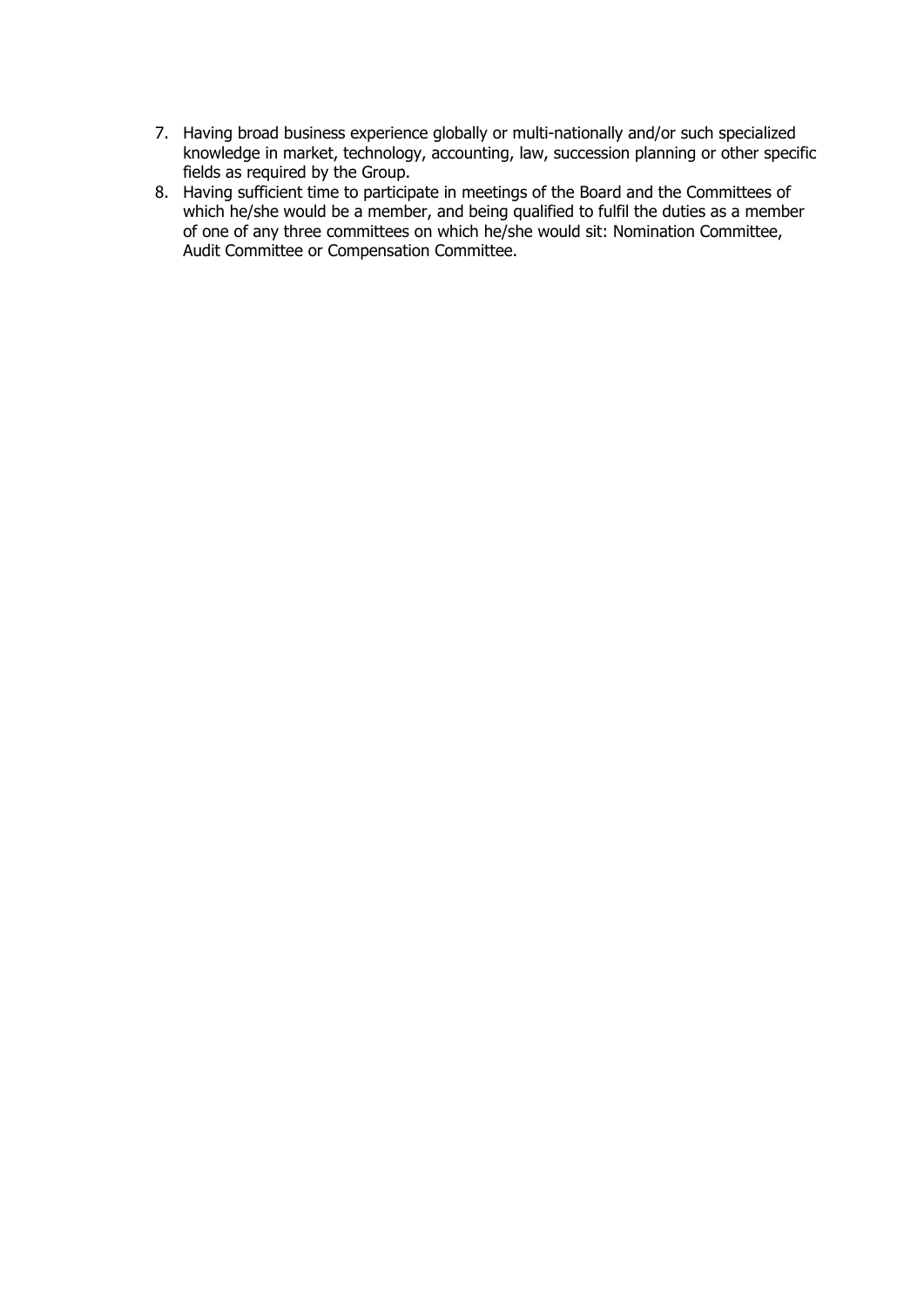7. Having broad business experience globally or multi-nationally and/or such specialized knowledge in market, technology, accounting, law, succession planning or other specific fields as required by the Group.
8. Having sufficient time to participate in meetings of the Board and the Committees of which he/she would be a member, and being qualified to fulfil the duties as a member of one of any three committees on which he/she would sit: Nomination Committee, Audit Committee or Compensation Committee.